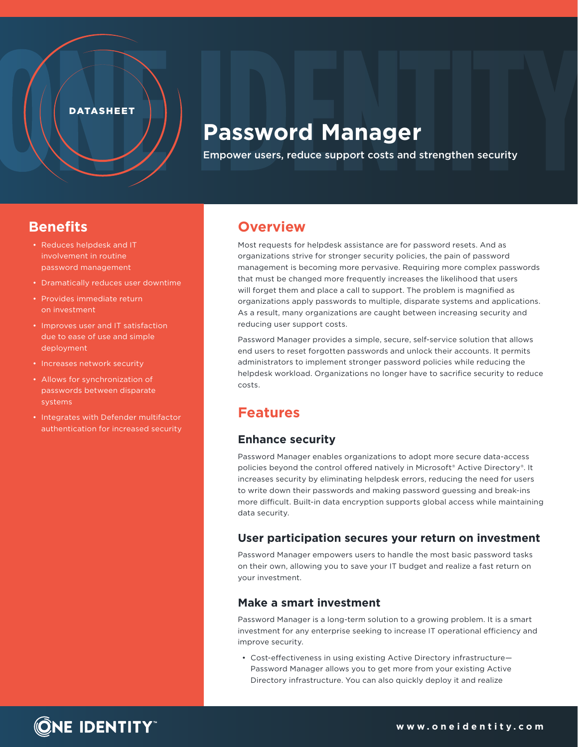DATASHEET

# Password Manager

Empower users, reduce support costs and strengthen security

## Benefits

- Reduces helpdesk and IT involvement in routine password management
- Dramatically reduces user downtime
- Provides immediate return on investment
- Improves user and IT satisfaction due to ease of use and simple deployment
- Increases network security
- Allows for synchronization of passwords between disparate systems
- Integrates with Defender multifactor authentication for increased security

## Overview

Most requests for helpdesk assistance are for password resets. And as organizations strive for stronger security policies, the pain of password management is becoming more pervasive. Requiring more complex passwords that must be changed more frequently increases the likelihood that users will forget them and place a call to support. The problem is magnified as organizations apply passwords to multiple, disparate systems and applications. As a result, many organizations are caught between increasing security and reducing user support costs.

Password Manager provides a simple, secure, self-service solution that allows end users to reset forgotten passwords and unlock their accounts. It permits administrators to implement stronger password policies while reducing the helpdesk workload. Organizations no longer have to sacrifice security to reduce costs.

## Features

### Enhance security

Password Manager enables organizations to adopt more secure data-access policies beyond the control offered natively in Microsoft® Active Directory®. It increases security by eliminating helpdesk errors, reducing the need for users to write down their passwords and making password guessing and break-ins more difficult. Built-in data encryption supports global access while maintaining data security.

### User participation secures your return on investment

Password Manager empowers users to handle the most basic password tasks on their own, allowing you to save your IT budget and realize a fast return on your investment.

### Make a smart investment

Password Manager is a long-term solution to a growing problem. It is a smart investment for any enterprise seeking to increase IT operational efficiency and improve security.

- Cost-effectiveness in using existing Active Directory infrastructure—Password Manager allows you to get more from your existing Active Directory infrastructure. You can also quickly deploy it and realize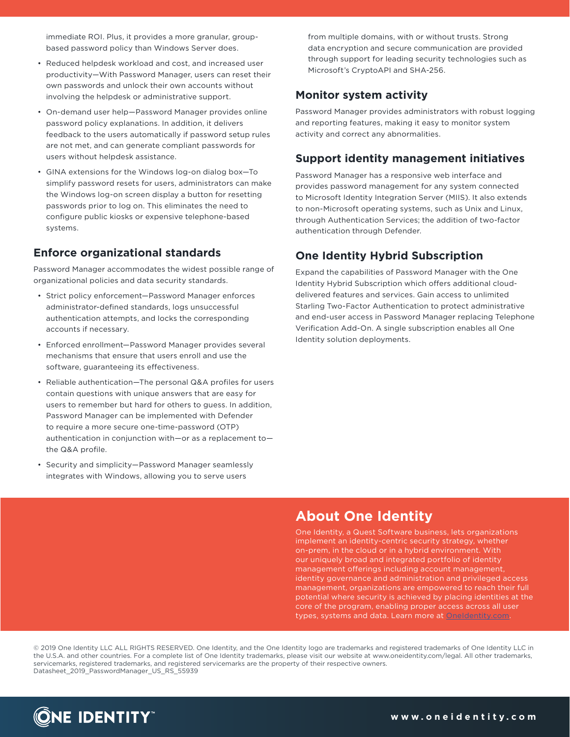immediate ROI. Plus, it provides a more granular, group-based password policy than Windows Server does.

- Reduced helpdesk workload and cost, and increased user productivity—With Password Manager, users can reset their own passwords and unlock their own accounts without involving the helpdesk or administrative support.
- On-demand user help—Password Manager provides online password policy explanations. In addition, it delivers feedback to the users automatically if password setup rules are not met, and can generate compliant passwords for users without helpdesk assistance.
- GINA extensions for the Windows log-on dialog box—To simplify password resets for users, administrators can make the Windows log-on screen display a button for resetting passwords prior to log on. This eliminates the need to configure public kiosks or expensive telephone-based systems.

## Enforce organizational standards

Password Manager accommodates the widest possible range of organizational policies and data security standards.

- Strict policy enforcement—Password Manager enforces administrator-defined standards, logs unsuccessful authentication attempts, and locks the corresponding accounts if necessary.
- Enforced enrollment—Password Manager provides several mechanisms that ensure that users enroll and use the software, guaranteeing its effectiveness.
- Reliable authentication—The personal Q&A profiles for users contain questions with unique answers that are easy for users to remember but hard for others to guess. In addition, Password Manager can be implemented with Defender to require a more secure one-time-password (OTP) authentication in conjunction with—or as a replacement to—the Q&A profile.
- Security and simplicity—Password Manager seamlessly integrates with Windows, allowing you to serve users from multiple domains, with or without trusts. Strong data encryption and secure communication are provided through support for leading security technologies such as Microsoft's CryptoAPI and SHA-256.

## Monitor system activity

Password Manager provides administrators with robust logging and reporting features, making it easy to monitor system activity and correct any abnormalities.

## Support identity management initiatives

Password Manager has a responsive web interface and provides password management for any system connected to Microsoft Identity Integration Server (MIIS). It also extends to non-Microsoft operating systems, such as Unix and Linux, through Authentication Services; the addition of two-factor authentication through Defender.

## One Identity Hybrid Subscription

Expand the capabilities of Password Manager with the One Identity Hybrid Subscription which offers additional cloud-delivered features and services. Gain access to unlimited Starling Two-Factor Authentication to protect administrative and end-user access in Password Manager replacing Telephone Verification Add-On. A single subscription enables all One Identity solution deployments.

## About One Identity

One Identity, a Quest Software business, lets organizations implement an identity-centric security strategy, whether on-prem, in the cloud or in a hybrid environment. With our uniquely broad and integrated portfolio of identity management offerings including account management, identity governance and administration and privileged access management, organizations are empowered to reach their full potential where security is achieved by placing identities at the core of the program, enabling proper access across all user types, systems and data. Learn more at OneIdentity.com.

© 2019 One Identity LLC ALL RIGHTS RESERVED. One Identity, and the One Identity logo are trademarks and registered trademarks of One Identity LLC in the U.S.A. and other countries. For a complete list of One Identity trademarks, please visit our website at www.oneidentity.com/legal. All other trademarks, servicemarks, registered trademarks, and registered servicemarks are the property of their respective owners.
Datasheet_2019_PasswordManager_US_RS_55939

ONE IDENTITY™

www.oneidentity.com